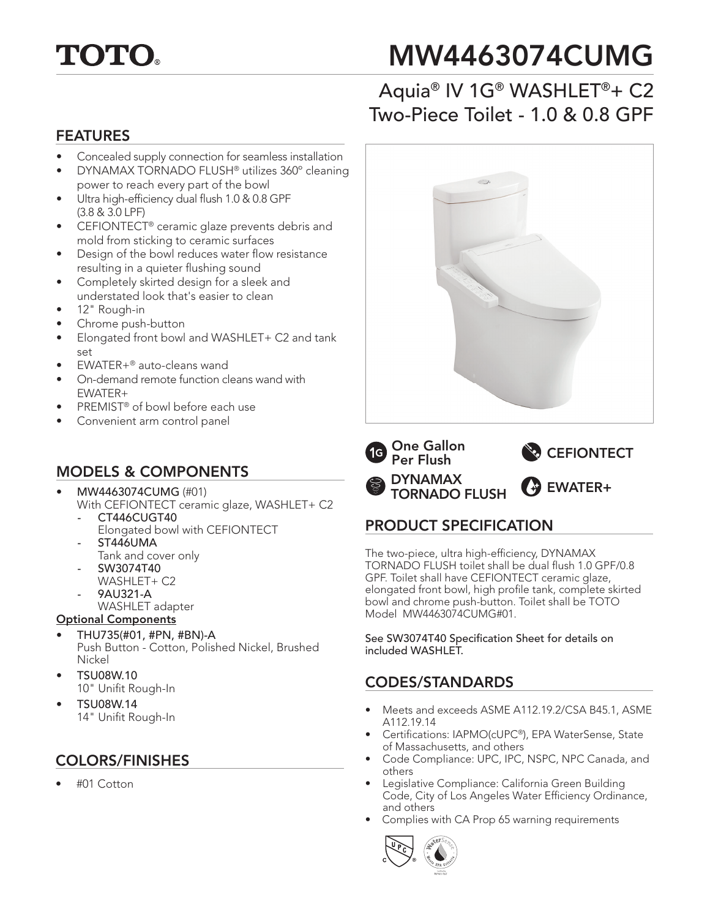# TOTO®

# MW4463074CUMG

## Aquia® IV 1G® WASHLET®+ C2 Two-Piece Toilet - 1.0 & 0.8 GPF

## FEATURES

- Concealed supply connection for seamless installation
- DYNAMAX TORNADO FLUSH® utilizes 360° cleaning power to reach every part of the bowl
- Ultra high-efficiency dual flush 1.0 & 0.8 GPF (3.8 & 3.0 LPF)
- CEFIONTECT® ceramic glaze prevents debris and mold from sticking to ceramic surfaces
- Design of the bowl reduces water flow resistance resulting in a quieter flushing sound
- Completely skirted design for a sleek and understated look that's easier to clean
- 12" Rough-in
- Chrome push-button
- Elongated front bowl and WASHLET+ C2 and tank set
- EWATER+® auto-cleans wand
- On-demand remote function cleans wand with EWATER+
- PREMIST® of bowl before each use
- Convenient arm control panel

## MODELS & COMPONENTS

- **MW4463074CUMG** (#01)
  With CEFIONTECT ceramic glaze, WASHLET+ C2
  - **CT446CUGT40**
    Elongated bowl with CEFIONTECT
  - **ST446UMA**
    Tank and cover only
  - **SW3074T40**
    WASHLET+ C2
  - **9AU321-A**
    WASHLET adapter

**Optional Components**

- **THU735(#01, #PN, #BN)-A**
  Push Button - Cotton, Polished Nickel, Brushed Nickel
- **TSU08W.10**
  10" Unifit Rough-In
- **TSU08W.14**
  14" Unifit Rough-In

## COLORS/FINISHES

- #01 Cotton

One Gallon Per Flush

CEFIONTECT

DYNAMAX TORNADO FLUSH

EWATER+

## PRODUCT SPECIFICATION

The two-piece, ultra high-efficiency, DYNAMAX TORNADO FLUSH toilet shall be dual flush 1.0 GPF/0.8 GPF. Toilet shall have CEFIONTECT ceramic glaze, elongated front bowl, high profile tank, complete skirted bowl and chrome push-button. Toilet shall be TOTO Model MW4463074CUMG#01.

See SW3074T40 Specification Sheet for details on included WASHLET.

## CODES/STANDARDS

- Meets and exceeds ASME A112.19.2/CSA B45.1, ASME A112.19.14
- Certifications: IAPMO(cUPC®), EPA WaterSense, State of Massachusetts, and others
- Code Compliance: UPC, IPC, NSPC, NPC Canada, and others
- Legislative Compliance: California Green Building Code, City of Los Angeles Water Efficiency Ordinance, and others
- Complies with CA Prop 65 warning requirements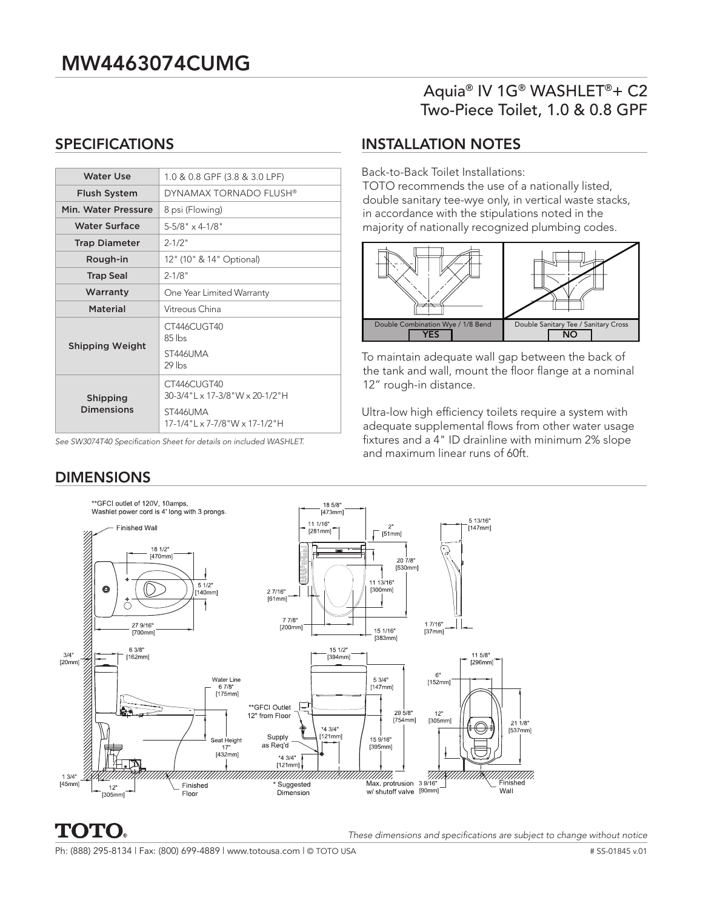# MW4463074CUMG

Aquia® IV 1G® WASHLET®+ C2
Two-Piece Toilet, 1.0 & 0.8 GPF

## SPECIFICATIONS

| | |
|---|---|
| Water Use | 1.0 & 0.8 GPF (3.8 & 3.0 LPF) |
| Flush System | DYNAMAX TORNADO FLUSH® |
| Min. Water Pressure | 8 psi (Flowing) |
| Water Surface | 5-5/8" x 4-1/8" |
| Trap Diameter | 2-1/2" |
| Rough-in | 12" (10" & 14" Optional) |
| Trap Seal | 2-1/8" |
| Warranty | One Year Limited Warranty |
| Material | Vitreous China |
| Shipping Weight | CT446CUGT40 85 lbs<br>ST446UMA 29 lbs |
| Shipping Dimensions | CT446CUGT40 30-3/4"L x 17-3/8"W x 20-1/2"H<br>ST446UMA 17-1/4"L x 7-7/8"W x 17-1/2"H |

*See SW3074T40 Specification Sheet for details on included WASHLET.*

## INSTALLATION NOTES

Back-to-Back Toilet Installations:
TOTO recommends the use of a nationally listed, double sanitary tee-wye only, in vertical waste stacks, in accordance with the stipulations noted in the majority of nationally recognized plumbing codes.

Double Combination Wye / 1/8 Bend
YES

Double Sanitary Tee / Sanitary Cross
NO

To maintain adequate wall gap between the back of the tank and wall, mount the floor flange at a nominal 12" rough-in distance.

Ultra-low high efficiency toilets require a system with adequate supplemental flows from other water usage fixtures and a 4" ID drainline with minimum 2% slope and maximum linear runs of 60ft.

## DIMENSIONS

**GFCI outlet of 120V, 10amps.
Washlet power cord is 4' long with 3 prongs.

Finished Wall
18 1/2" [470mm]
5 1/2" [140mm]
27 9/16" [700mm]
18 5/8" [473mm]
11 1/16" [281mm]
2" [51mm]
20 7/8" [530mm]
11 13/16" [300mm]
2 7/16" [61mm]
7 7/8" [200mm]
15 1/16" [383mm]
5 13/16" [147mm]
1 7/16" [37mm]
3/4" [20mm]
6 3/8" [162mm]
Water Line 6 7/8" [175mm]
Seat Height 17" [432mm]
1 3/4" [45mm]
12" [305mm]
Finished Floor
15 1/2" [394mm]
5 3/4" [147mm]
**GFCI Outlet 12" from Floor
*4 3/4" [121mm]
Supply as Req'd
*4 3/4" [121mm]
29 5/8" [754mm]
15 9/16" [395mm]
* Suggested Dimension
Max. protrusion w/ shutoff valve 3 9/16" [90mm]
11 5/8" [296mm]
6" [152mm]
12" [305mm]
21 1/8" [537mm]
Finished Wall

*These dimensions and specifications are subject to change without notice*

Ph: (888) 295-8134 | Fax: (800) 699-4889 | www.totousa.com | © TOTO USA

# SS-01845 v.01